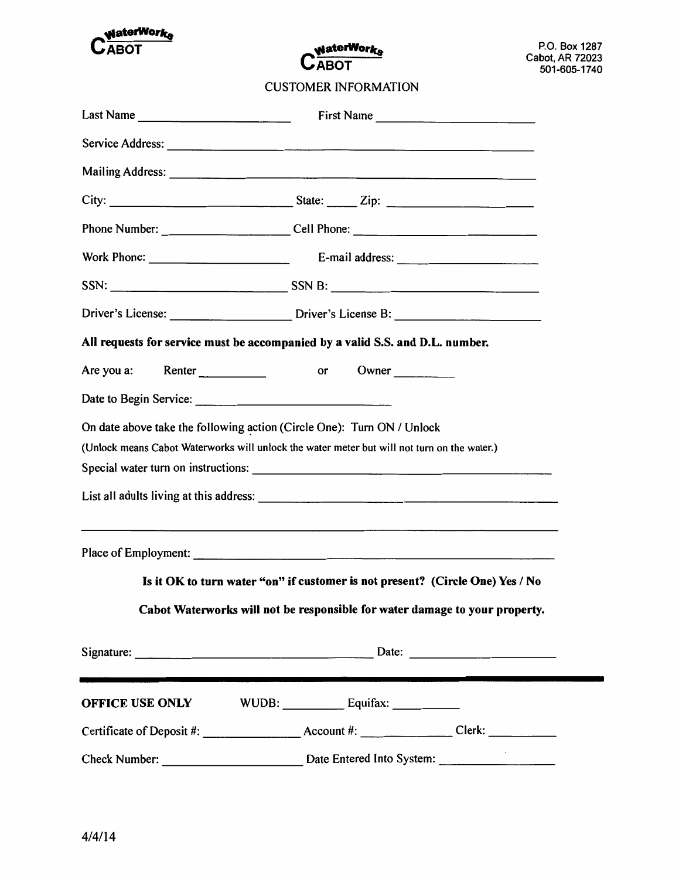**WaterWorks CABOT**

**WaterWorks CABOT**

P.O. Box 1287
Cabot, AR 72023
501-605-1740

## CUSTOMER INFORMATION

Last Name ______________________ First Name ______________________

Service Address: ____________________________________________

Mailing Address: ____________________________________________

City: ________________________ State: _____ Zip: ____________________

Phone Number: __________________ Cell Phone: ______________________

Work Phone: ____________________ E-mail address: ____________________

SSN: __________________________ SSN B: ____________________________

Driver's License: _________________ Driver's License B: _____________________

**All requests for service must be accompanied by a valid S.S. and D.L. number.**

Are you a: Renter __________ or Owner _________

Date to Begin Service: ____________________________

On date above take the following action (Circle One): Turn ON / Unlock

(Unlock means Cabot Waterworks will unlock the water meter but will not turn on the water.)

Special water turn on instructions: ______________________________________

List all adults living at this address: ______________________________________

______________________________________________________________________

Place of Employment: ______________________________________________

**Is it OK to turn water "on" if customer is not present? (Circle One) Yes / No**

**Cabot Waterworks will not be responsible for water damage to your property.**

Signature: ___________________________________ Date: ______________________

---

**OFFICE USE ONLY** WUDB: _________ Equifax: __________

Certificate of Deposit #: ______________ Account #: _____________ Clerk: __________

Check Number: ____________________ Date Entered Into System: ________________

4/4/14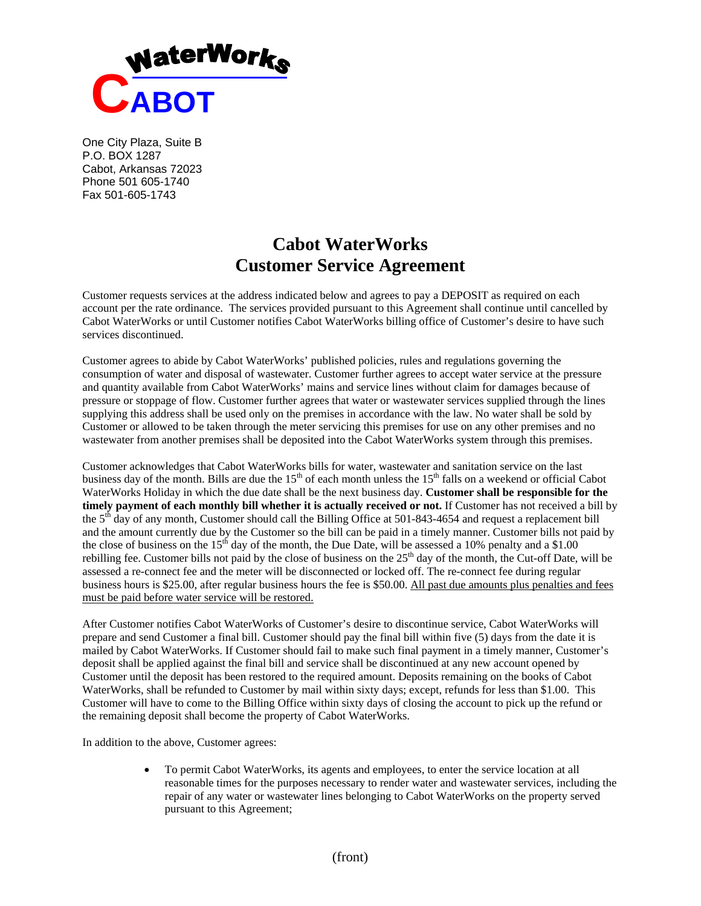WaterWorks

CABOT

One City Plaza, Suite B
P.O. BOX 1287
Cabot, Arkansas 72023
Phone 501 605-1740
Fax 501-605-1743

# Cabot WaterWorks
# Customer Service Agreement

Customer requests services at the address indicated below and agrees to pay a DEPOSIT as required on each account per the rate ordinance. The services provided pursuant to this Agreement shall continue until cancelled by Cabot WaterWorks or until Customer notifies Cabot WaterWorks billing office of Customer's desire to have such services discontinued.

Customer agrees to abide by Cabot WaterWorks' published policies, rules and regulations governing the consumption of water and disposal of wastewater. Customer further agrees to accept water service at the pressure and quantity available from Cabot WaterWorks' mains and service lines without claim for damages because of pressure or stoppage of flow. Customer further agrees that water or wastewater services supplied through the lines supplying this address shall be used only on the premises in accordance with the law. No water shall be sold by Customer or allowed to be taken through the meter servicing this premises for use on any other premises and no wastewater from another premises shall be deposited into the Cabot WaterWorks system through this premises.

Customer acknowledges that Cabot WaterWorks bills for water, wastewater and sanitation service on the last business day of the month. Bills are due the 15th of each month unless the 15th falls on a weekend or official Cabot WaterWorks Holiday in which the due date shall be the next business day. **Customer shall be responsible for the timely payment of each monthly bill whether it is actually received or not.** If Customer has not received a bill by the 5th day of any month, Customer should call the Billing Office at 501-843-4654 and request a replacement bill and the amount currently due by the Customer so the bill can be paid in a timely manner. Customer bills not paid by the close of business on the 15th day of the month, the Due Date, will be assessed a 10% penalty and a $1.00 rebilling fee. Customer bills not paid by the close of business on the 25th day of the month, the Cut-off Date, will be assessed a re-connect fee and the meter will be disconnected or locked off. The re-connect fee during regular business hours is $25.00, after regular business hours the fee is $50.00. <u>All past due amounts plus penalties and fees must be paid before water service will be restored.</u>

After Customer notifies Cabot WaterWorks of Customer's desire to discontinue service, Cabot WaterWorks will prepare and send Customer a final bill. Customer should pay the final bill within five (5) days from the date it is mailed by Cabot WaterWorks. If Customer should fail to make such final payment in a timely manner, Customer's deposit shall be applied against the final bill and service shall be discontinued at any new account opened by Customer until the deposit has been restored to the required amount. Deposits remaining on the books of Cabot WaterWorks, shall be refunded to Customer by mail within sixty days; except, refunds for less than $1.00. This Customer will have to come to the Billing Office within sixty days of closing the account to pick up the refund or the remaining deposit shall become the property of Cabot WaterWorks.

In addition to the above, Customer agrees:

- To permit Cabot WaterWorks, its agents and employees, to enter the service location at all reasonable times for the purposes necessary to render water and wastewater services, including the repair of any water or wastewater lines belonging to Cabot WaterWorks on the property served pursuant to this Agreement;

(front)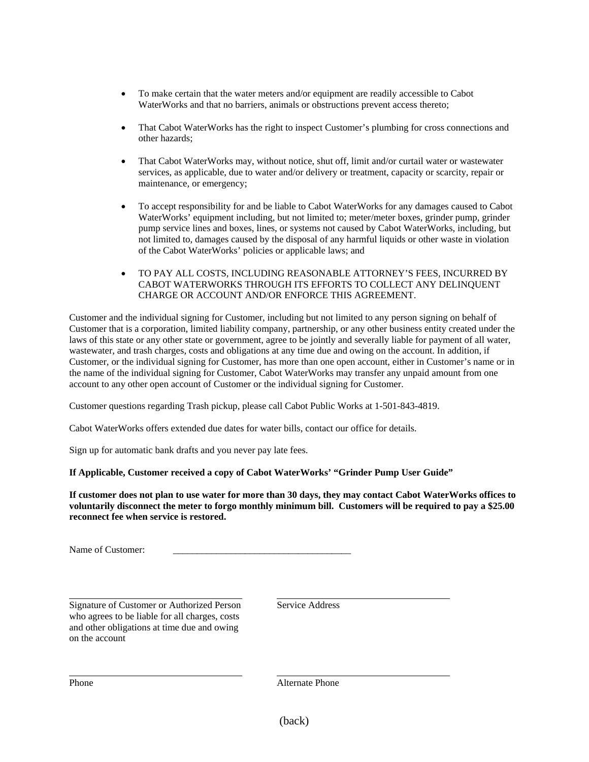- To make certain that the water meters and/or equipment are readily accessible to Cabot WaterWorks and that no barriers, animals or obstructions prevent access thereto;
- That Cabot WaterWorks has the right to inspect Customer's plumbing for cross connections and other hazards;
- That Cabot WaterWorks may, without notice, shut off, limit and/or curtail water or wastewater services, as applicable, due to water and/or delivery or treatment, capacity or scarcity, repair or maintenance, or emergency;
- To accept responsibility for and be liable to Cabot WaterWorks for any damages caused to Cabot WaterWorks' equipment including, but not limited to; meter/meter boxes, grinder pump, grinder pump service lines and boxes, lines, or systems not caused by Cabot WaterWorks, including, but not limited to, damages caused by the disposal of any harmful liquids or other waste in violation of the Cabot WaterWorks' policies or applicable laws; and
- TO PAY ALL COSTS, INCLUDING REASONABLE ATTORNEY'S FEES, INCURRED BY CABOT WATERWORKS THROUGH ITS EFFORTS TO COLLECT ANY DELINQUENT CHARGE OR ACCOUNT AND/OR ENFORCE THIS AGREEMENT.

Customer and the individual signing for Customer, including but not limited to any person signing on behalf of Customer that is a corporation, limited liability company, partnership, or any other business entity created under the laws of this state or any other state or government, agree to be jointly and severally liable for payment of all water, wastewater, and trash charges, costs and obligations at any time due and owing on the account. In addition, if Customer, or the individual signing for Customer, has more than one open account, either in Customer's name or in the name of the individual signing for Customer, Cabot WaterWorks may transfer any unpaid amount from one account to any other open account of Customer or the individual signing for Customer.

Customer questions regarding Trash pickup, please call Cabot Public Works at 1-501-843-4819.

Cabot WaterWorks offers extended due dates for water bills, contact our office for details.

Sign up for automatic bank drafts and you never pay late fees.

**If Applicable, Customer received a copy of Cabot WaterWorks' "Grinder Pump User Guide"**

**If customer does not plan to use water for more than 30 days, they may contact Cabot WaterWorks offices to voluntarily disconnect the meter to forgo monthly minimum bill. Customers will be required to pay a $25.00 reconnect fee when service is restored.**

Name of Customer: ______________________________________

______________________________________
Signature of Customer or Authorized Person who agrees to be liable for all charges, costs and other obligations at time due and owing on the account

______________________________________
Service Address

______________________________________
Phone

______________________________________
Alternate Phone

(back)